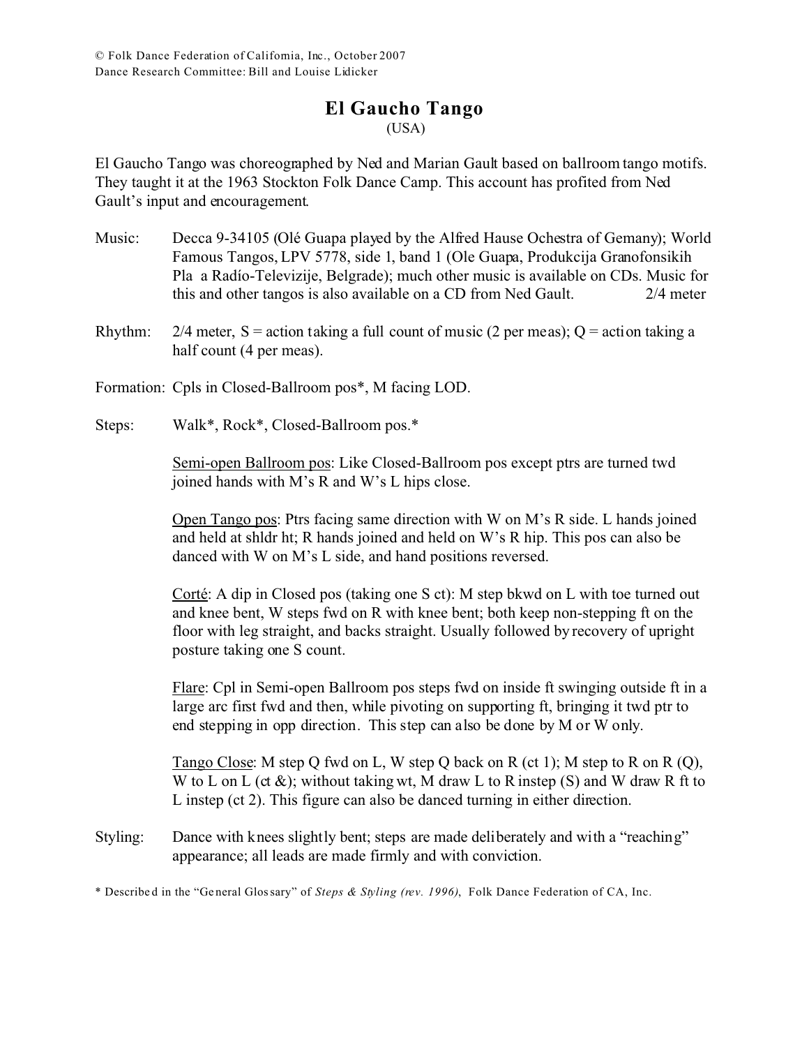© Folk Dance Federation of California, Inc., October 2007
Dance Research Committee: Bill and Louise Lidicker

# El Gaucho Tango
(USA)

El Gaucho Tango was choreographed by Ned and Marian Gault based on ballroom tango motifs. They taught it at the 1963 Stockton Folk Dance Camp. This account has profited from Ned Gault's input and encouragement.

Music: Decca 9-34105 (Olé Guapa played by the Alfred Hause Ochestra of Gemany); World Famous Tangos, LPV 5778, side 1, band 1 (Ole Guapa, Produkcija Granofonsikih Pla a Radío-Televizije, Belgrade); much other music is available on CDs. Music for this and other tangos is also available on a CD from Ned Gault. 2/4 meter

Rhythm: 2/4 meter, S = action taking a full count of music (2 per meas); Q = action taking a half count (4 per meas).

Formation: Cpls in Closed-Ballroom pos*, M facing LOD.

Steps: Walk*, Rock*, Closed-Ballroom pos.*

<u>Semi-open Ballroom pos</u>: Like Closed-Ballroom pos except ptrs are turned twd joined hands with M's R and W's L hips close.

<u>Open Tango pos</u>: Ptrs facing same direction with W on M's R side. L hands joined and held at shldr ht; R hands joined and held on W's R hip. This pos can also be danced with W on M's L side, and hand positions reversed.

<u>Corté</u>: A dip in Closed pos (taking one S ct): M step bkwd on L with toe turned out and knee bent, W steps fwd on R with knee bent; both keep non-stepping ft on the floor with leg straight, and backs straight. Usually followed by recovery of upright posture taking one S count.

<u>Flare</u>: Cpl in Semi-open Ballroom pos steps fwd on inside ft swinging outside ft in a large arc first fwd and then, while pivoting on supporting ft, bringing it twd ptr to end stepping in opp direction. This step can also be done by M or W only.

<u>Tango Close</u>: M step Q fwd on L, W step Q back on R (ct 1); M step to R on R (Q), W to L on L (ct &); without taking wt, M draw L to R instep (S) and W draw R ft to L instep (ct 2). This figure can also be danced turning in either direction.

Styling: Dance with knees slightly bent; steps are made deliberately and with a "reaching" appearance; all leads are made firmly and with conviction.

\* Described in the "General Glossary" of *Steps & Styling (rev. 1996)*, Folk Dance Federation of CA, Inc.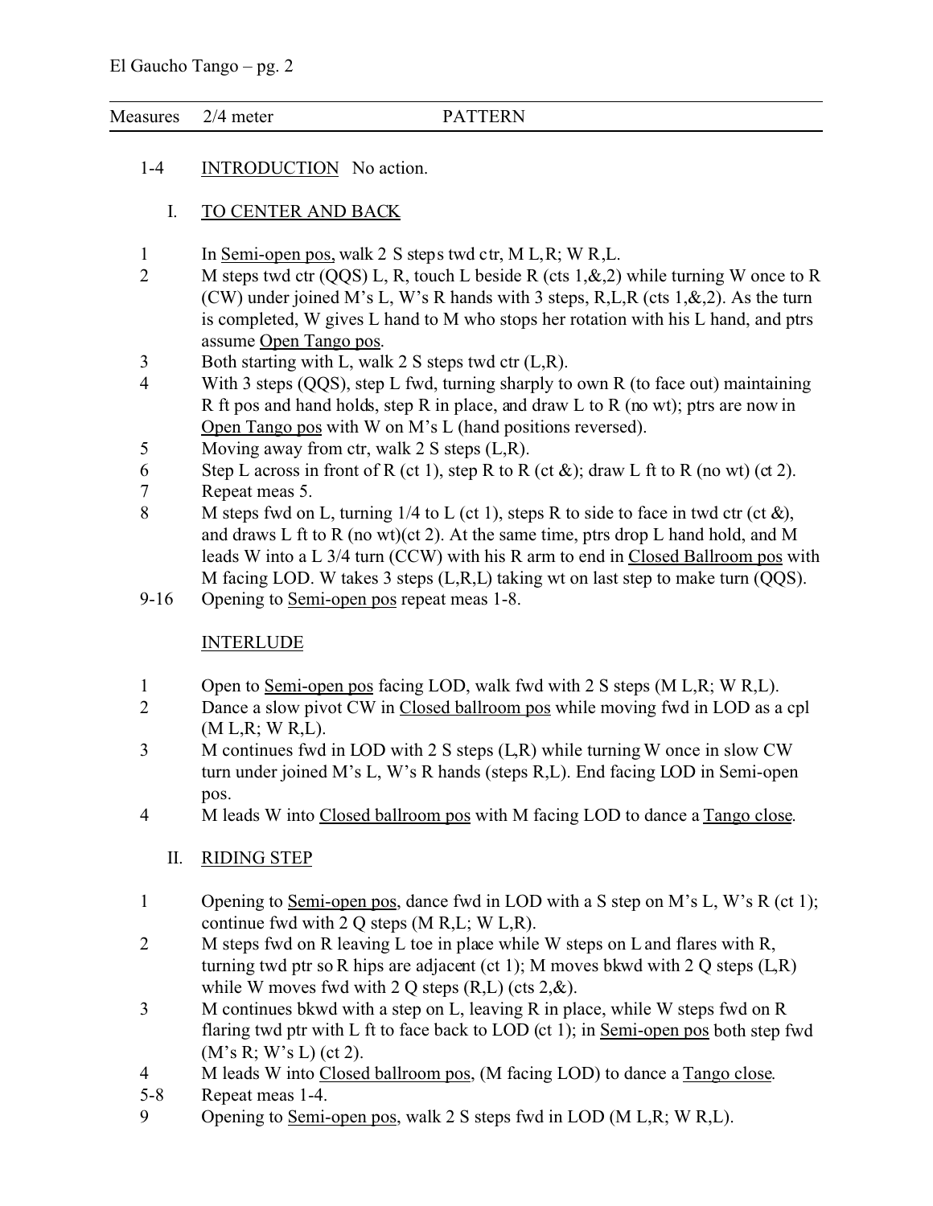| Measures | 2/4 meter | PATTERN |
|---|---|---|

1-4 INTRODUCTION No action.

## I. TO CENTER AND BACK

1 In Semi-open pos, walk 2 S steps twd ctr, M L,R; W R,L.

2 M steps twd ctr (QQS) L, R, touch L beside R (cts 1,&,2) while turning W once to R (CW) under joined M's L, W's R hands with 3 steps, R,L,R (cts 1,&,2). As the turn is completed, W gives L hand to M who stops her rotation with his L hand, and ptrs assume Open Tango pos.

3 Both starting with L, walk 2 S steps twd ctr (L,R).

4 With 3 steps (QQS), step L fwd, turning sharply to own R (to face out) maintaining R ft pos and hand holds, step R in place, and draw L to R (no wt); ptrs are now in Open Tango pos with W on M's L (hand positions reversed).

5 Moving away from ctr, walk 2 S steps (L,R).

6 Step L across in front of R (ct 1), step R to R (ct &); draw L ft to R (no wt) (ct 2).

7 Repeat meas 5.

8 M steps fwd on L, turning 1/4 to L (ct 1), steps R to side to face in twd ctr (ct &), and draws L ft to R (no wt)(ct 2). At the same time, ptrs drop L hand hold, and M leads W into a L 3/4 turn (CCW) with his R arm to end in Closed Ballroom pos with M facing LOD. W takes 3 steps (L,R,L) taking wt on last step to make turn (QQS).

9-16 Opening to Semi-open pos repeat meas 1-8.

## INTERLUDE

1 Open to Semi-open pos facing LOD, walk fwd with 2 S steps (M L,R; W R,L).

2 Dance a slow pivot CW in Closed ballroom pos while moving fwd in LOD as a cpl (M L,R; W R,L).

3 M continues fwd in LOD with 2 S steps (L,R) while turning W once in slow CW turn under joined M's L, W's R hands (steps R,L). End facing LOD in Semi-open pos.

4 M leads W into Closed ballroom pos with M facing LOD to dance a Tango close.

## II. RIDING STEP

1 Opening to Semi-open pos, dance fwd in LOD with a S step on M's L, W's R (ct 1); continue fwd with 2 Q steps (M R,L; W L,R).

2 M steps fwd on R leaving L toe in place while W steps on L and flares with R, turning twd ptr so R hips are adjacent (ct 1); M moves bkwd with 2 Q steps (L,R) while W moves fwd with 2 Q steps (R,L) (cts 2,&).

3 M continues bkwd with a step on L, leaving R in place, while W steps fwd on R flaring twd ptr with L ft to face back to LOD (ct 1); in Semi-open pos both step fwd (M's R; W's L) (ct 2).

4 M leads W into Closed ballroom pos, (M facing LOD) to dance a Tango close.

5-8 Repeat meas 1-4.

9 Opening to Semi-open pos, walk 2 S steps fwd in LOD (M L,R; W R,L).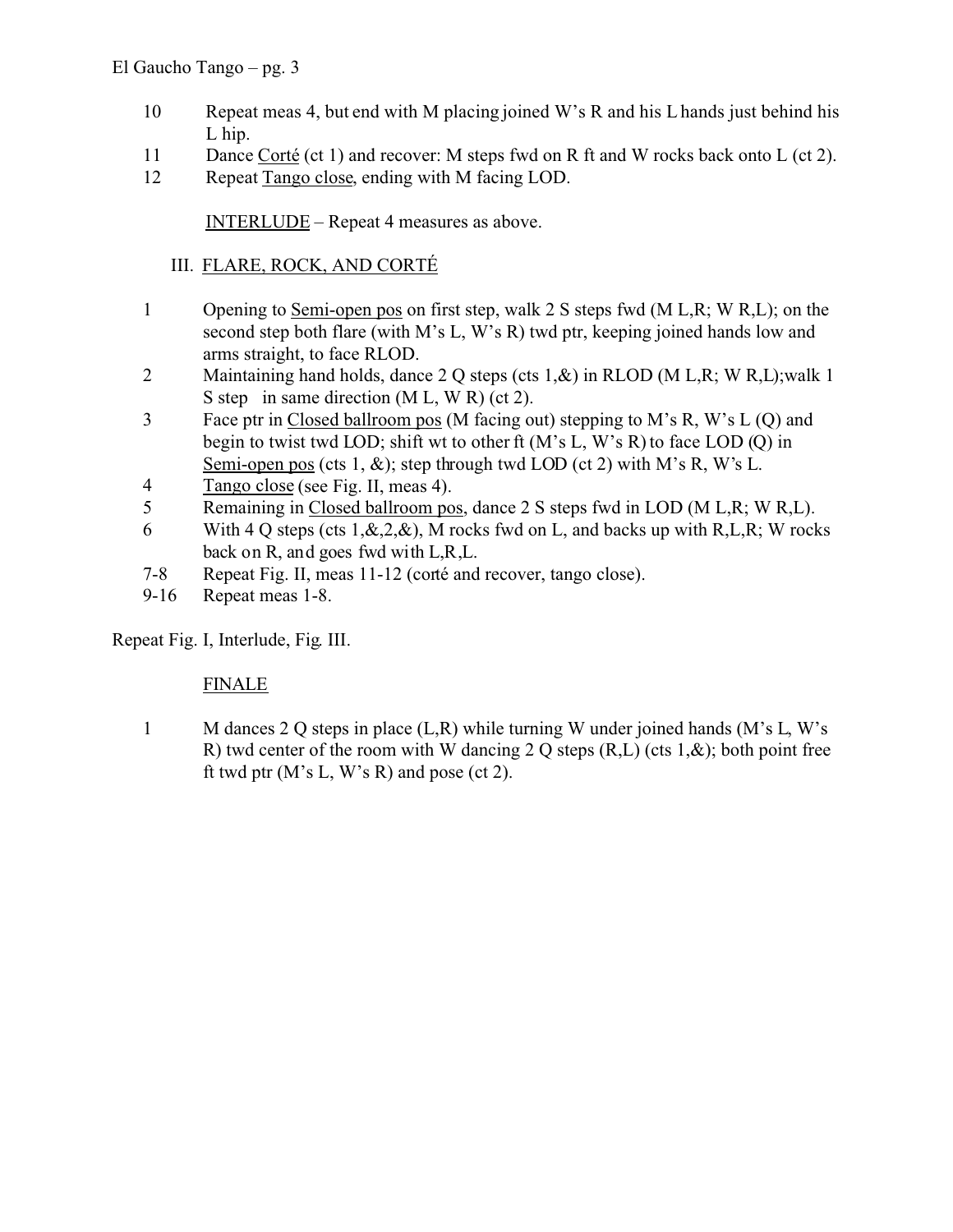10 Repeat meas 4, but end with M placing joined W's R and his L hands just behind his L hip.

11 Dance <u>Corté</u> (ct 1) and recover: M steps fwd on R ft and W rocks back onto L (ct 2).

12 Repeat <u>Tango close</u>, ending with M facing LOD.

<u>INTERLUDE</u> – Repeat 4 measures as above.

### III. <u>FLARE, ROCK, AND CORTÉ</u>

1 Opening to <u>Semi-open pos</u> on first step, walk 2 S steps fwd (M L,R; W R,L); on the second step both flare (with M's L, W's R) twd ptr, keeping joined hands low and arms straight, to face RLOD.

2 Maintaining hand holds, dance 2 Q steps (cts 1,&) in RLOD (M L,R; W R,L);walk 1 S step in same direction (M L, W R) (ct 2).

3 Face ptr in <u>Closed ballroom pos</u> (M facing out) stepping to M's R, W's L (Q) and begin to twist twd LOD; shift wt to other ft (M's L, W's R) to face LOD (Q) in <u>Semi-open pos</u> (cts 1, &); step through twd LOD (ct 2) with M's R, W's L.

4 <u>Tango close</u> (see Fig. II, meas 4).

5 Remaining in <u>Closed ballroom pos</u>, dance 2 S steps fwd in LOD (M L,R; W R,L).

6 With 4 Q steps (cts 1,&,2,&), M rocks fwd on L, and backs up with R,L,R; W rocks back on R, and goes fwd with L,R,L.

7-8 Repeat Fig. II, meas 11-12 (corté and recover, tango close).

9-16 Repeat meas 1-8.

Repeat Fig. I, Interlude, Fig. III.

<u>FINALE</u>

1 M dances 2 Q steps in place (L,R) while turning W under joined hands (M's L, W's R) twd center of the room with W dancing 2 Q steps (R,L) (cts 1,&); both point free ft twd ptr (M's L, W's R) and pose (ct 2).